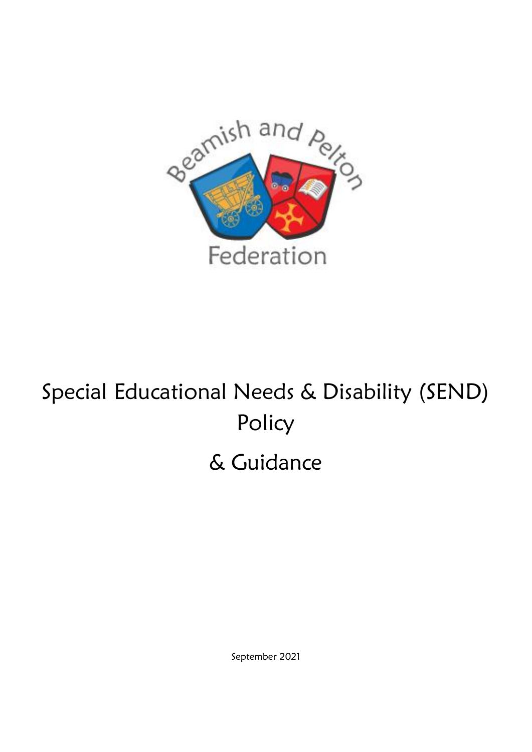Beamish and Pelton Federation

# Special Educational Needs & Disability (SEND) Policy

# & Guidance

September 2021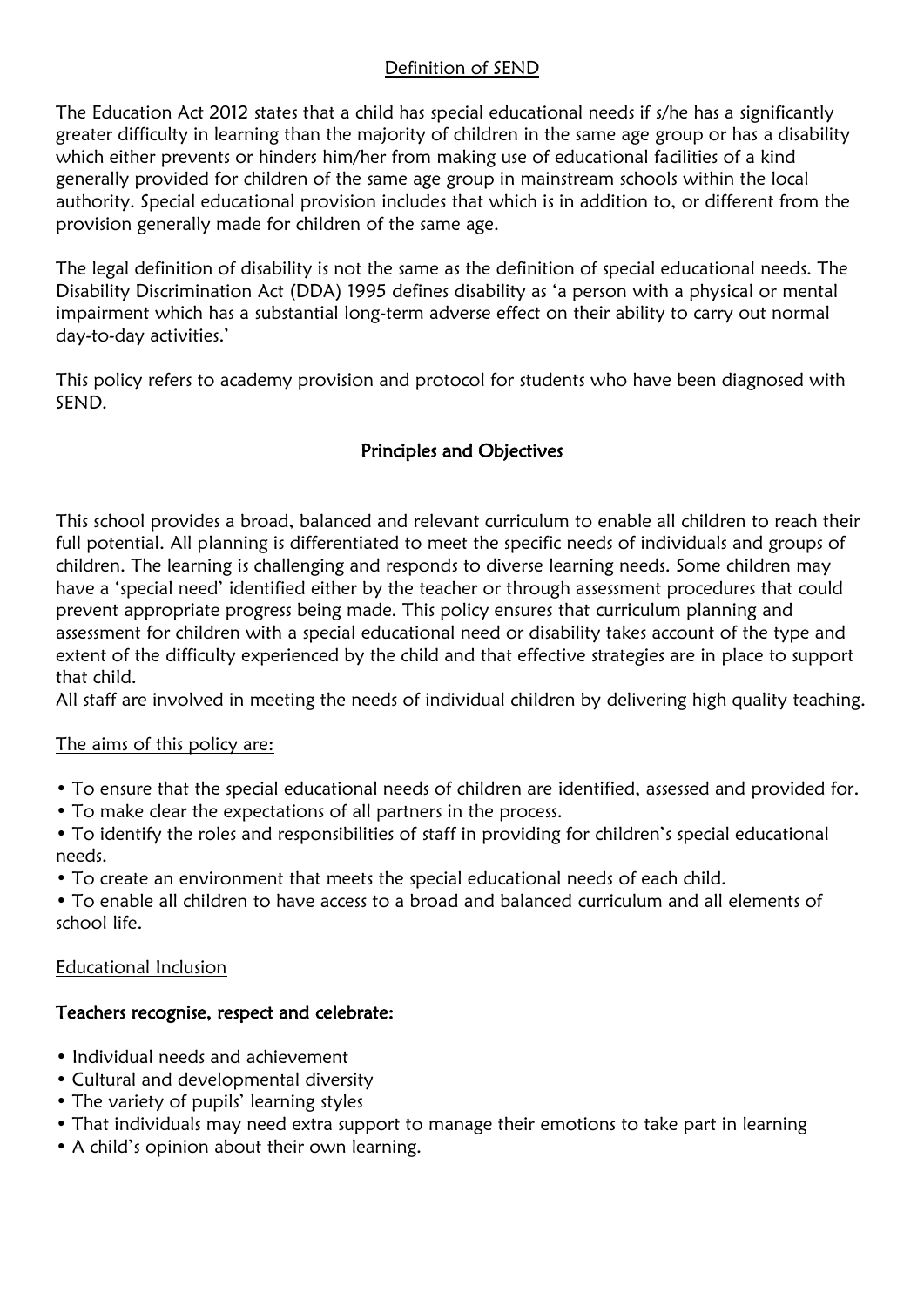## Definition of SEND

The Education Act 2012 states that a child has special educational needs if s/he has a significantly greater difficulty in learning than the majority of children in the same age group or has a disability which either prevents or hinders him/her from making use of educational facilities of a kind generally provided for children of the same age group in mainstream schools within the local authority. Special educational provision includes that which is in addition to, or different from the provision generally made for children of the same age.

The legal definition of disability is not the same as the definition of special educational needs. The Disability Discrimination Act (DDA) 1995 defines disability as 'a person with a physical or mental impairment which has a substantial long-term adverse effect on their ability to carry out normal day-to-day activities.'

This policy refers to academy provision and protocol for students who have been diagnosed with SEND.

## Principles and Objectives

This school provides a broad, balanced and relevant curriculum to enable all children to reach their full potential. All planning is differentiated to meet the specific needs of individuals and groups of children. The learning is challenging and responds to diverse learning needs. Some children may have a 'special need' identified either by the teacher or through assessment procedures that could prevent appropriate progress being made. This policy ensures that curriculum planning and assessment for children with a special educational need or disability takes account of the type and extent of the difficulty experienced by the child and that effective strategies are in place to support that child.
All staff are involved in meeting the needs of individual children by delivering high quality teaching.

### The aims of this policy are:

- To ensure that the special educational needs of children are identified, assessed and provided for.
- To make clear the expectations of all partners in the process.
- To identify the roles and responsibilities of staff in providing for children's special educational needs.
- To create an environment that meets the special educational needs of each child.
- To enable all children to have access to a broad and balanced curriculum and all elements of school life.

### Educational Inclusion

**Teachers recognise, respect and celebrate:**

- Individual needs and achievement
- Cultural and developmental diversity
- The variety of pupils' learning styles
- That individuals may need extra support to manage their emotions to take part in learning
- A child's opinion about their own learning.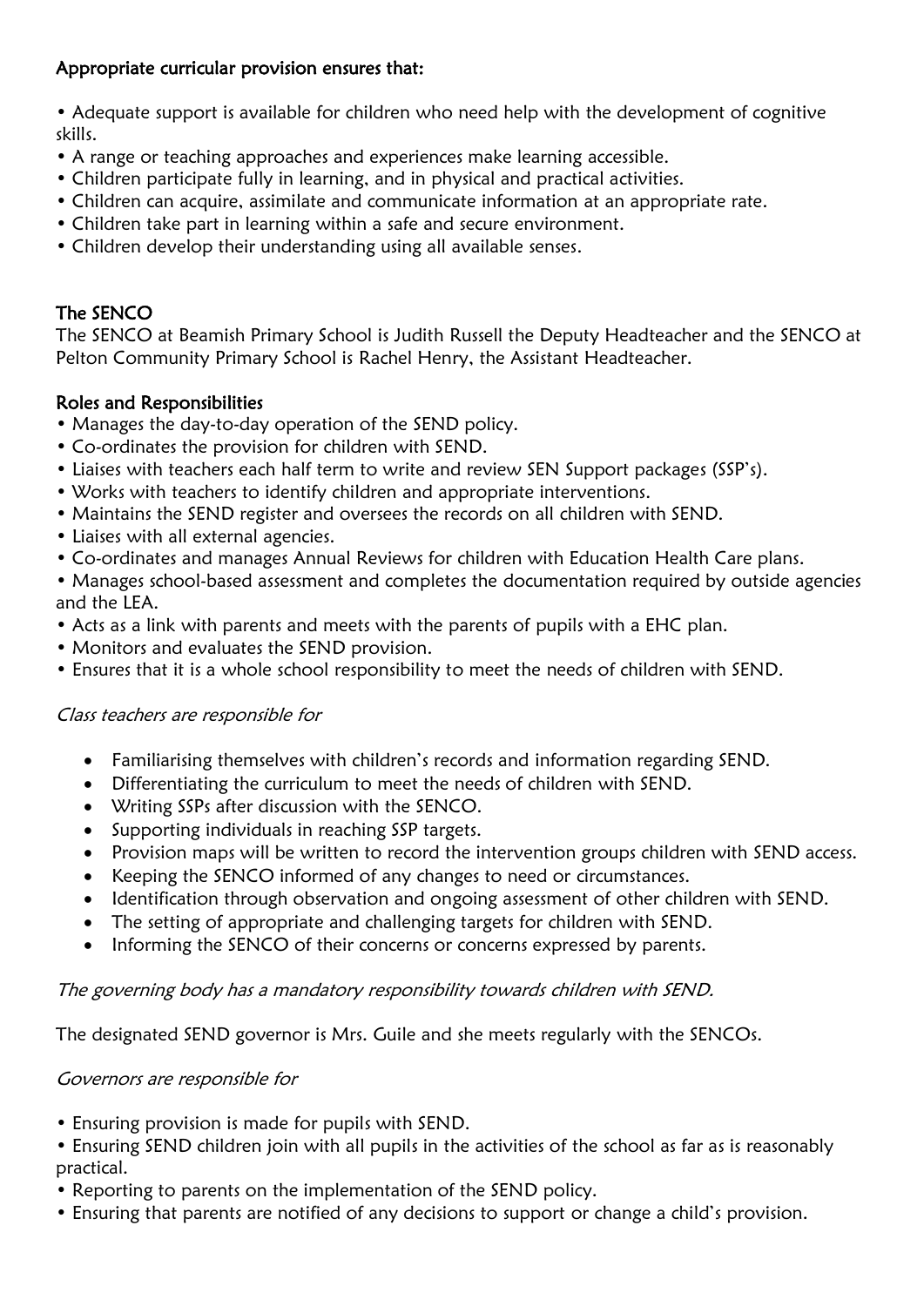**Appropriate curricular provision ensures that:**

- Adequate support is available for children who need help with the development of cognitive skills.
- A range or teaching approaches and experiences make learning accessible.
- Children participate fully in learning, and in physical and practical activities.
- Children can acquire, assimilate and communicate information at an appropriate rate.
- Children take part in learning within a safe and secure environment.
- Children develop their understanding using all available senses.

**The SENCO**

The SENCO at Beamish Primary School is Judith Russell the Deputy Headteacher and the SENCO at Pelton Community Primary School is Rachel Henry, the Assistant Headteacher.

**Roles and Responsibilities**

- Manages the day-to-day operation of the SEND policy.
- Co-ordinates the provision for children with SEND.
- Liaises with teachers each half term to write and review SEN Support packages (SSP's).
- Works with teachers to identify children and appropriate interventions.
- Maintains the SEND register and oversees the records on all children with SEND.
- Liaises with all external agencies.
- Co-ordinates and manages Annual Reviews for children with Education Health Care plans.
- Manages school-based assessment and completes the documentation required by outside agencies and the LEA.
- Acts as a link with parents and meets with the parents of pupils with a EHC plan.
- Monitors and evaluates the SEND provision.
- Ensures that it is a whole school responsibility to meet the needs of children with SEND.

*Class teachers are responsible for*

- Familiarising themselves with children's records and information regarding SEND.
- Differentiating the curriculum to meet the needs of children with SEND.
- Writing SSPs after discussion with the SENCO.
- Supporting individuals in reaching SSP targets.
- Provision maps will be written to record the intervention groups children with SEND access.
- Keeping the SENCO informed of any changes to need or circumstances.
- Identification through observation and ongoing assessment of other children with SEND.
- The setting of appropriate and challenging targets for children with SEND.
- Informing the SENCO of their concerns or concerns expressed by parents.

*The governing body has a mandatory responsibility towards children with SEND.*

The designated SEND governor is Mrs. Guile and she meets regularly with the SENCOs.

*Governors are responsible for*

- Ensuring provision is made for pupils with SEND.
- Ensuring SEND children join with all pupils in the activities of the school as far as is reasonably practical.
- Reporting to parents on the implementation of the SEND policy.
- Ensuring that parents are notified of any decisions to support or change a child's provision.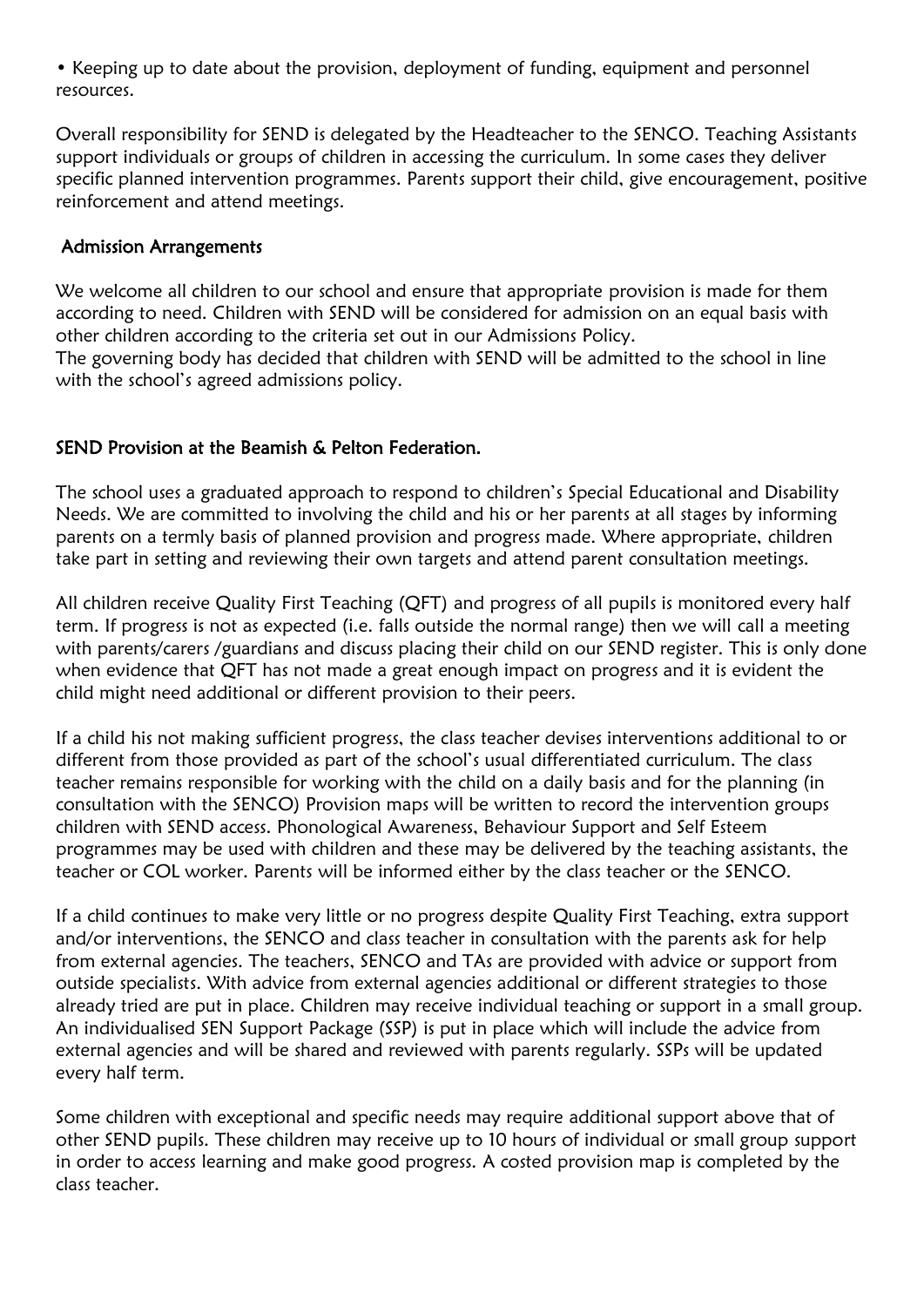- Keeping up to date about the provision, deployment of funding, equipment and personnel resources.

Overall responsibility for SEND is delegated by the Headteacher to the SENCO. Teaching Assistants support individuals or groups of children in accessing the curriculum. In some cases they deliver specific planned intervention programmes. Parents support their child, give encouragement, positive reinforcement and attend meetings.

## Admission Arrangements

We welcome all children to our school and ensure that appropriate provision is made for them according to need. Children with SEND will be considered for admission on an equal basis with other children according to the criteria set out in our Admissions Policy.
The governing body has decided that children with SEND will be admitted to the school in line with the school's agreed admissions policy.

## SEND Provision at the Beamish & Pelton Federation.

The school uses a graduated approach to respond to children's Special Educational and Disability Needs. We are committed to involving the child and his or her parents at all stages by informing parents on a termly basis of planned provision and progress made. Where appropriate, children take part in setting and reviewing their own targets and attend parent consultation meetings.

All children receive Quality First Teaching (QFT) and progress of all pupils is monitored every half term. If progress is not as expected (i.e. falls outside the normal range) then we will call a meeting with parents/carers /guardians and discuss placing their child on our SEND register. This is only done when evidence that QFT has not made a great enough impact on progress and it is evident the child might need additional or different provision to their peers.

If a child his not making sufficient progress, the class teacher devises interventions additional to or different from those provided as part of the school's usual differentiated curriculum. The class teacher remains responsible for working with the child on a daily basis and for the planning (in consultation with the SENCO) Provision maps will be written to record the intervention groups children with SEND access. Phonological Awareness, Behaviour Support and Self Esteem programmes may be used with children and these may be delivered by the teaching assistants, the teacher or COL worker. Parents will be informed either by the class teacher or the SENCO.

If a child continues to make very little or no progress despite Quality First Teaching, extra support and/or interventions, the SENCO and class teacher in consultation with the parents ask for help from external agencies. The teachers, SENCO and TAs are provided with advice or support from outside specialists. With advice from external agencies additional or different strategies to those already tried are put in place. Children may receive individual teaching or support in a small group. An individualised SEN Support Package (SSP) is put in place which will include the advice from external agencies and will be shared and reviewed with parents regularly. SSPs will be updated every half term.

Some children with exceptional and specific needs may require additional support above that of other SEND pupils. These children may receive up to 10 hours of individual or small group support in order to access learning and make good progress. A costed provision map is completed by the class teacher.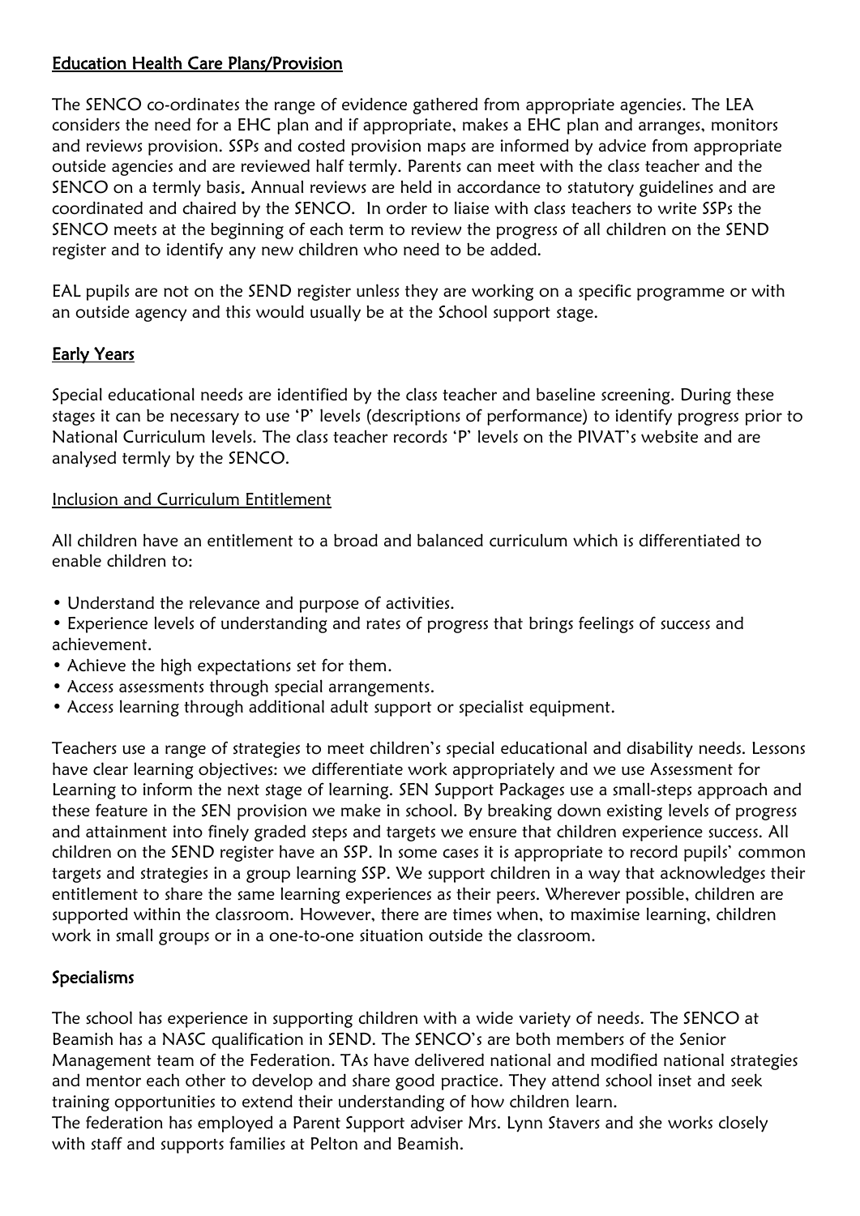## Education Health Care Plans/Provision

The SENCO co-ordinates the range of evidence gathered from appropriate agencies. The LEA considers the need for a EHC plan and if appropriate, makes a EHC plan and arranges, monitors and reviews provision. SSPs and costed provision maps are informed by advice from appropriate outside agencies and are reviewed half termly. Parents can meet with the class teacher and the SENCO on a termly basis. Annual reviews are held in accordance to statutory guidelines and are coordinated and chaired by the SENCO. In order to liaise with class teachers to write SSPs the SENCO meets at the beginning of each term to review the progress of all children on the SEND register and to identify any new children who need to be added.

EAL pupils are not on the SEND register unless they are working on a specific programme or with an outside agency and this would usually be at the School support stage.

## Early Years

Special educational needs are identified by the class teacher and baseline screening. During these stages it can be necessary to use 'P' levels (descriptions of performance) to identify progress prior to National Curriculum levels. The class teacher records 'P' levels on the PIVAT's website and are analysed termly by the SENCO.

### Inclusion and Curriculum Entitlement

All children have an entitlement to a broad and balanced curriculum which is differentiated to enable children to:

- Understand the relevance and purpose of activities.
- Experience levels of understanding and rates of progress that brings feelings of success and achievement.
- Achieve the high expectations set for them.
- Access assessments through special arrangements.
- Access learning through additional adult support or specialist equipment.

Teachers use a range of strategies to meet children's special educational and disability needs. Lessons have clear learning objectives: we differentiate work appropriately and we use Assessment for Learning to inform the next stage of learning. SEN Support Packages use a small-steps approach and these feature in the SEN provision we make in school. By breaking down existing levels of progress and attainment into finely graded steps and targets we ensure that children experience success. All children on the SEND register have an SSP. In some cases it is appropriate to record pupils' common targets and strategies in a group learning SSP. We support children in a way that acknowledges their entitlement to share the same learning experiences as their peers. Wherever possible, children are supported within the classroom. However, there are times when, to maximise learning, children work in small groups or in a one-to-one situation outside the classroom.

## Specialisms

The school has experience in supporting children with a wide variety of needs. The SENCO at Beamish has a NASC qualification in SEND. The SENCO's are both members of the Senior Management team of the Federation. TAs have delivered national and modified national strategies and mentor each other to develop and share good practice. They attend school inset and seek training opportunities to extend their understanding of how children learn.
The federation has employed a Parent Support adviser Mrs. Lynn Stavers and she works closely with staff and supports families at Pelton and Beamish.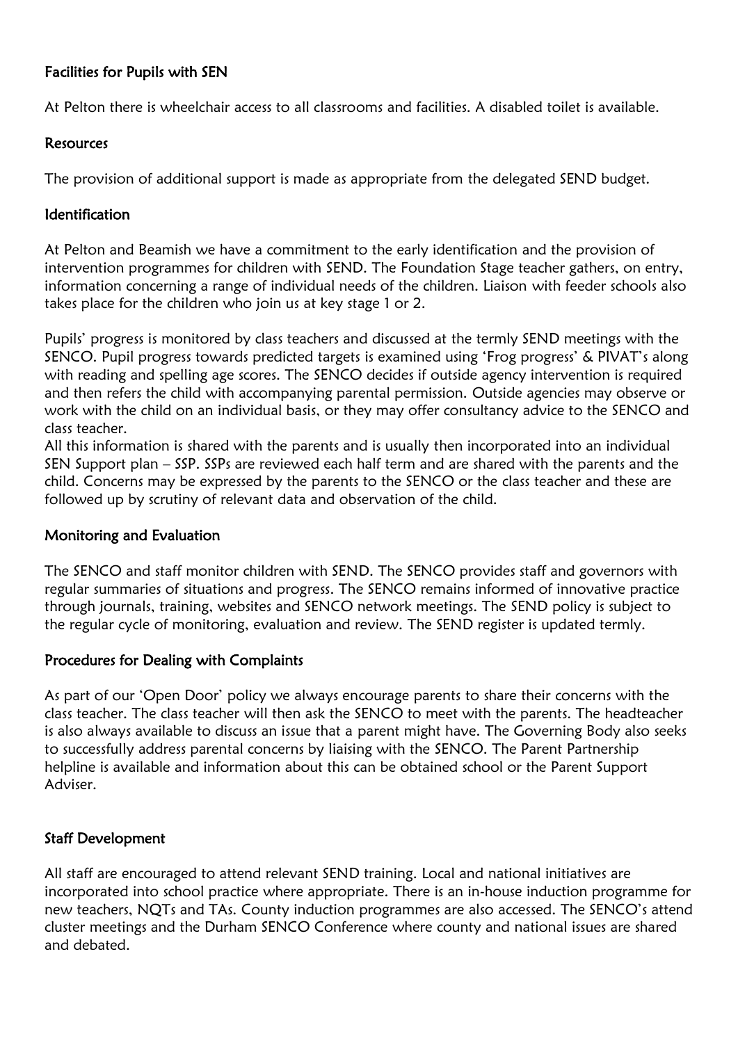### Facilities for Pupils with SEN

At Pelton there is wheelchair access to all classrooms and facilities. A disabled toilet is available.

### Resources

The provision of additional support is made as appropriate from the delegated SEND budget.

### Identification

At Pelton and Beamish we have a commitment to the early identification and the provision of intervention programmes for children with SEND. The Foundation Stage teacher gathers, on entry, information concerning a range of individual needs of the children. Liaison with feeder schools also takes place for the children who join us at key stage 1 or 2.

Pupils' progress is monitored by class teachers and discussed at the termly SEND meetings with the SENCO. Pupil progress towards predicted targets is examined using 'Frog progress' & PIVAT's along with reading and spelling age scores. The SENCO decides if outside agency intervention is required and then refers the child with accompanying parental permission. Outside agencies may observe or work with the child on an individual basis, or they may offer consultancy advice to the SENCO and class teacher.
All this information is shared with the parents and is usually then incorporated into an individual SEN Support plan – SSP. SSPs are reviewed each half term and are shared with the parents and the child. Concerns may be expressed by the parents to the SENCO or the class teacher and these are followed up by scrutiny of relevant data and observation of the child.

### Monitoring and Evaluation

The SENCO and staff monitor children with SEND. The SENCO provides staff and governors with regular summaries of situations and progress. The SENCO remains informed of innovative practice through journals, training, websites and SENCO network meetings. The SEND policy is subject to the regular cycle of monitoring, evaluation and review. The SEND register is updated termly.

### Procedures for Dealing with Complaints

As part of our 'Open Door' policy we always encourage parents to share their concerns with the class teacher. The class teacher will then ask the SENCO to meet with the parents. The headteacher is also always available to discuss an issue that a parent might have. The Governing Body also seeks to successfully address parental concerns by liaising with the SENCO. The Parent Partnership helpline is available and information about this can be obtained school or the Parent Support Adviser.

### Staff Development

All staff are encouraged to attend relevant SEND training. Local and national initiatives are incorporated into school practice where appropriate. There is an in-house induction programme for new teachers, NQTs and TAs. County induction programmes are also accessed. The SENCO's attend cluster meetings and the Durham SENCO Conference where county and national issues are shared and debated.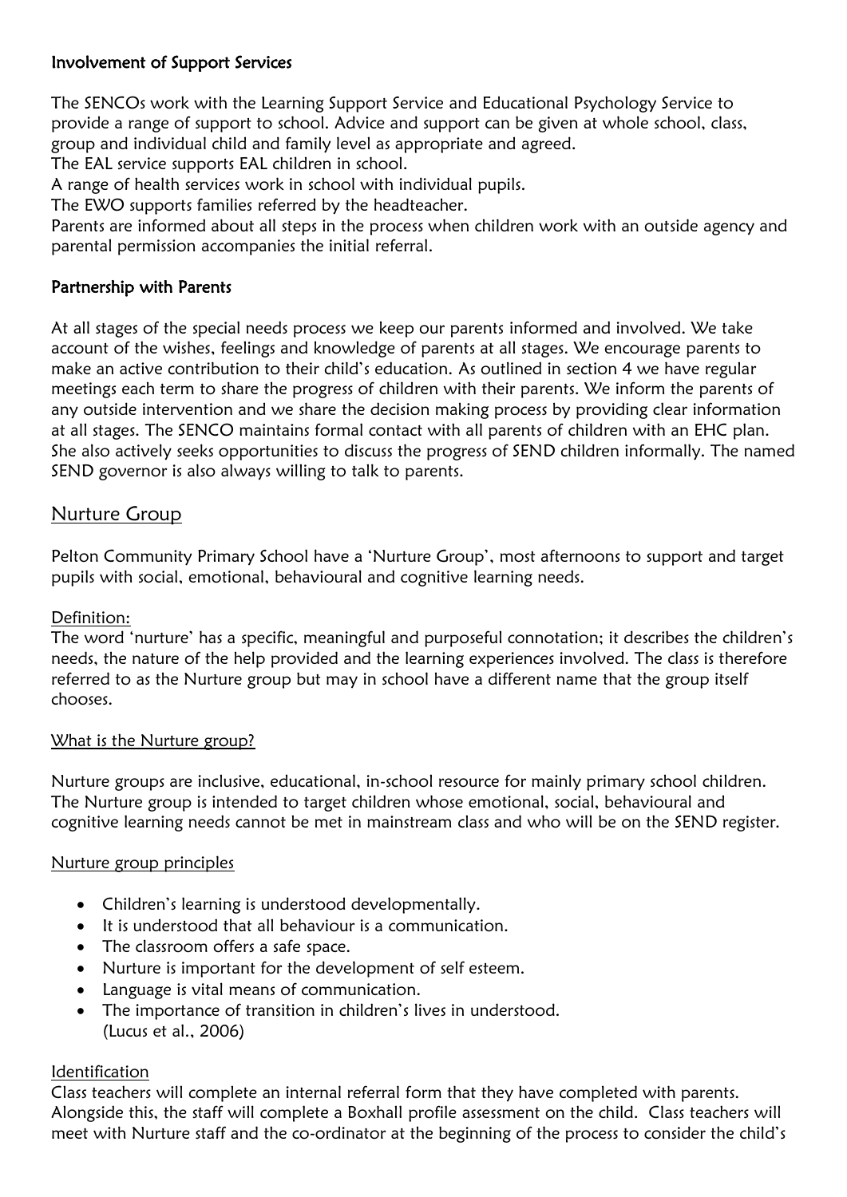### Involvement of Support Services

The SENCOs work with the Learning Support Service and Educational Psychology Service to provide a range of support to school. Advice and support can be given at whole school, class, group and individual child and family level as appropriate and agreed.
The EAL service supports EAL children in school.
A range of health services work in school with individual pupils.
The EWO supports families referred by the headteacher.
Parents are informed about all steps in the process when children work with an outside agency and parental permission accompanies the initial referral.

### Partnership with Parents

At all stages of the special needs process we keep our parents informed and involved. We take account of the wishes, feelings and knowledge of parents at all stages. We encourage parents to make an active contribution to their child's education. As outlined in section 4 we have regular meetings each term to share the progress of children with their parents. We inform the parents of any outside intervention and we share the decision making process by providing clear information at all stages. The SENCO maintains formal contact with all parents of children with an EHC plan. She also actively seeks opportunities to discuss the progress of SEND children informally. The named SEND governor is also always willing to talk to parents.

## Nurture Group

Pelton Community Primary School have a 'Nurture Group', most afternoons to support and target pupils with social, emotional, behavioural and cognitive learning needs.

Definition:
The word 'nurture' has a specific, meaningful and purposeful connotation; it describes the children's needs, the nature of the help provided and the learning experiences involved. The class is therefore referred to as the Nurture group but may in school have a different name that the group itself chooses.

What is the Nurture group?

Nurture groups are inclusive, educational, in-school resource for mainly primary school children. The Nurture group is intended to target children whose emotional, social, behavioural and cognitive learning needs cannot be met in mainstream class and who will be on the SEND register.

Nurture group principles

- Children's learning is understood developmentally.
- It is understood that all behaviour is a communication.
- The classroom offers a safe space.
- Nurture is important for the development of self esteem.
- Language is vital means of communication.
- The importance of transition in children's lives in understood.
  (Lucus et al., 2006)

Identification
Class teachers will complete an internal referral form that they have completed with parents. Alongside this, the staff will complete a Boxhall profile assessment on the child. Class teachers will meet with Nurture staff and the co-ordinator at the beginning of the process to consider the child's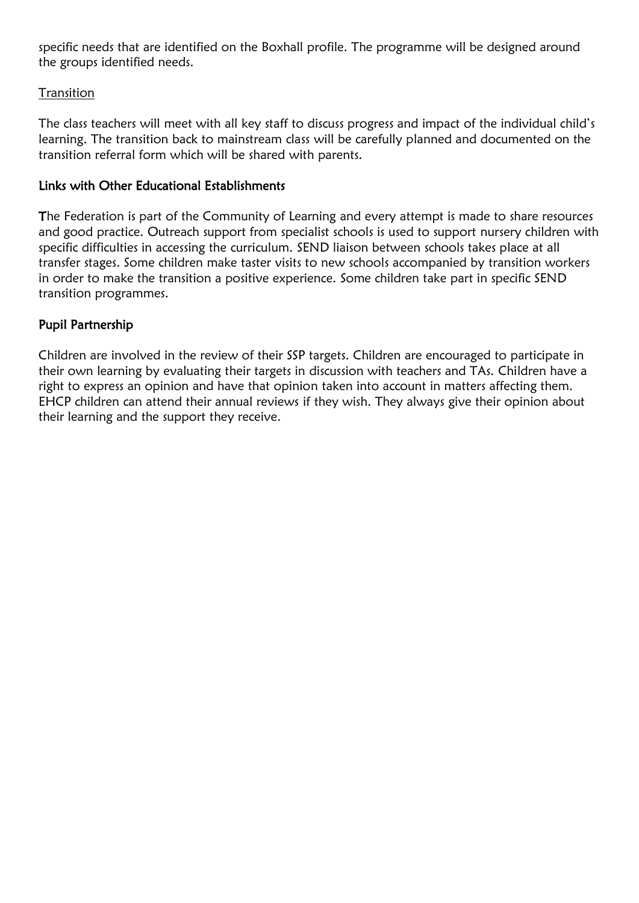specific needs that are identified on the Boxhall profile. The programme will be designed around the groups identified needs.

Transition

The class teachers will meet with all key staff to discuss progress and impact of the individual child's learning. The transition back to mainstream class will be carefully planned and documented on the transition referral form which will be shared with parents.

## Links with Other Educational Establishments

The Federation is part of the Community of Learning and every attempt is made to share resources and good practice. Outreach support from specialist schools is used to support nursery children with specific difficulties in accessing the curriculum. SEND liaison between schools takes place at all transfer stages. Some children make taster visits to new schools accompanied by transition workers in order to make the transition a positive experience. Some children take part in specific SEND transition programmes.

## Pupil Partnership

Children are involved in the review of their SSP targets. Children are encouraged to participate in their own learning by evaluating their targets in discussion with teachers and TAs. Children have a right to express an opinion and have that opinion taken into account in matters affecting them. EHCP children can attend their annual reviews if they wish. They always give their opinion about their learning and the support they receive.